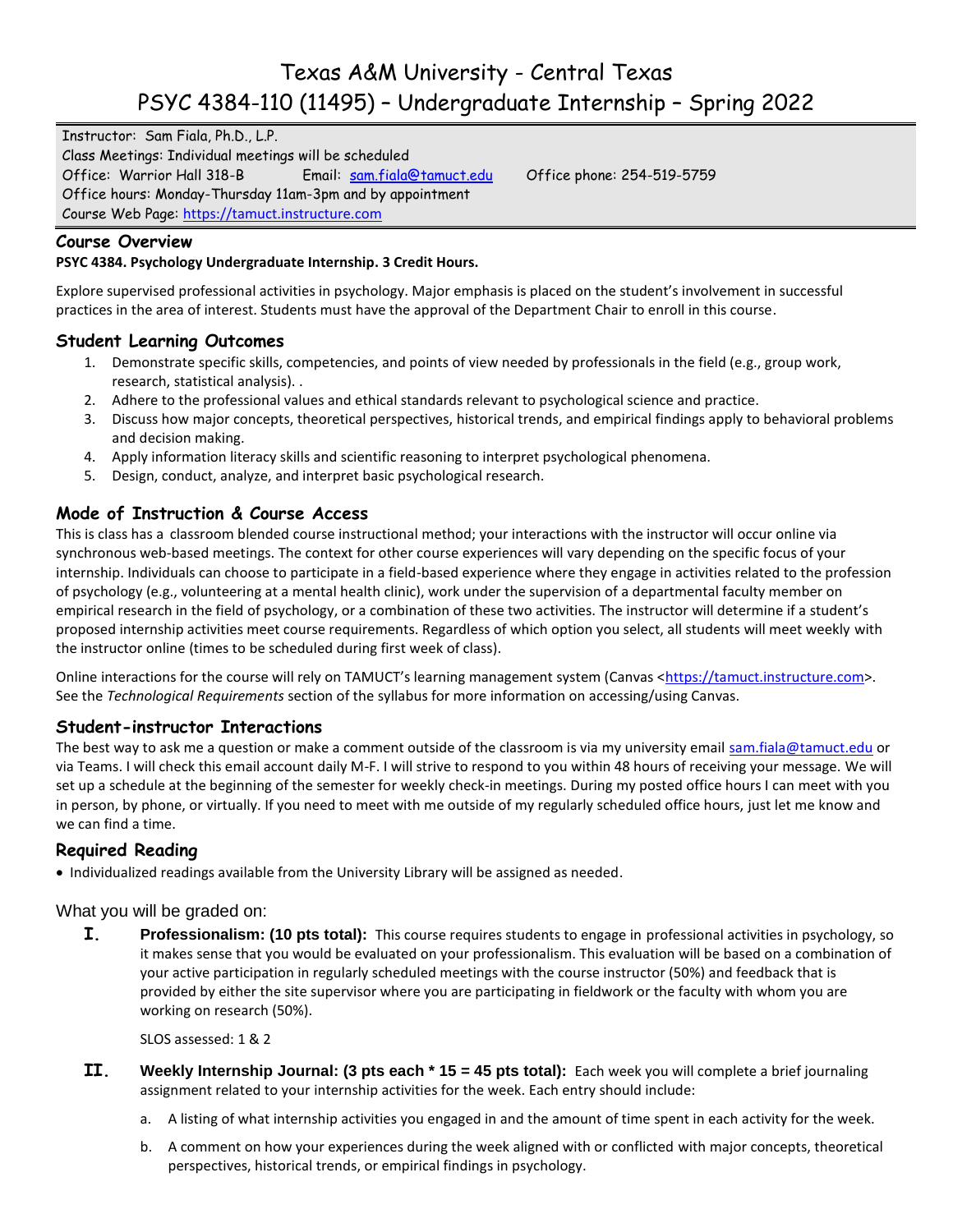# Texas A&M University - Central Texas
# PSYC 4384-110 (11495) – Undergraduate Internship – Spring 2022

Instructor: Sam Fiala, Ph.D., L.P.
Class Meetings: Individual meetings will be scheduled
Office: Warrior Hall 318-B Email: sam.fiala@tamuct.edu Office phone: 254-519-5759
Office hours: Monday-Thursday 11am-3pm and by appointment
Course Web Page: https://tamuct.instructure.com

## Course Overview

**PSYC 4384. Psychology Undergraduate Internship. 3 Credit Hours.**

Explore supervised professional activities in psychology. Major emphasis is placed on the student's involvement in successful practices in the area of interest. Students must have the approval of the Department Chair to enroll in this course.

## Student Learning Outcomes

1. Demonstrate specific skills, competencies, and points of view needed by professionals in the field (e.g., group work, research, statistical analysis). .
2. Adhere to the professional values and ethical standards relevant to psychological science and practice.
3. Discuss how major concepts, theoretical perspectives, historical trends, and empirical findings apply to behavioral problems and decision making.
4. Apply information literacy skills and scientific reasoning to interpret psychological phenomena.
5. Design, conduct, analyze, and interpret basic psychological research.

## Mode of Instruction & Course Access

This is class has a classroom blended course instructional method; your interactions with the instructor will occur online via synchronous web-based meetings. The context for other course experiences will vary depending on the specific focus of your internship. Individuals can choose to participate in a field-based experience where they engage in activities related to the profession of psychology (e.g., volunteering at a mental health clinic), work under the supervision of a departmental faculty member on empirical research in the field of psychology, or a combination of these two activities. The instructor will determine if a student's proposed internship activities meet course requirements. Regardless of which option you select, all students will meet weekly with the instructor online (times to be scheduled during first week of class).

Online interactions for the course will rely on TAMUCT's learning management system (Canvas <https://tamuct.instructure.com>. See the *Technological Requirements* section of the syllabus for more information on accessing/using Canvas.

## Student-instructor Interactions

The best way to ask me a question or make a comment outside of the classroom is via my university email sam.fiala@tamuct.edu or via Teams. I will check this email account daily M-F. I will strive to respond to you within 48 hours of receiving your message. We will set up a schedule at the beginning of the semester for weekly check-in meetings. During my posted office hours I can meet with you in person, by phone, or virtually. If you need to meet with me outside of my regularly scheduled office hours, just let me know and we can find a time.

## Required Reading

- Individualized readings available from the University Library will be assigned as needed.

## What you will be graded on:

**I. Professionalism: (10 pts total):** This course requires students to engage in professional activities in psychology, so it makes sense that you would be evaluated on your professionalism. This evaluation will be based on a combination of your active participation in regularly scheduled meetings with the course instructor (50%) and feedback that is provided by either the site supervisor where you are participating in fieldwork or the faculty with whom you are working on research (50%).

SLOS assessed: 1 & 2

**II. Weekly Internship Journal: (3 pts each * 15 = 45 pts total):** Each week you will complete a brief journaling assignment related to your internship activities for the week. Each entry should include:

a. A listing of what internship activities you engaged in and the amount of time spent in each activity for the week.

b. A comment on how your experiences during the week aligned with or conflicted with major concepts, theoretical perspectives, historical trends, or empirical findings in psychology.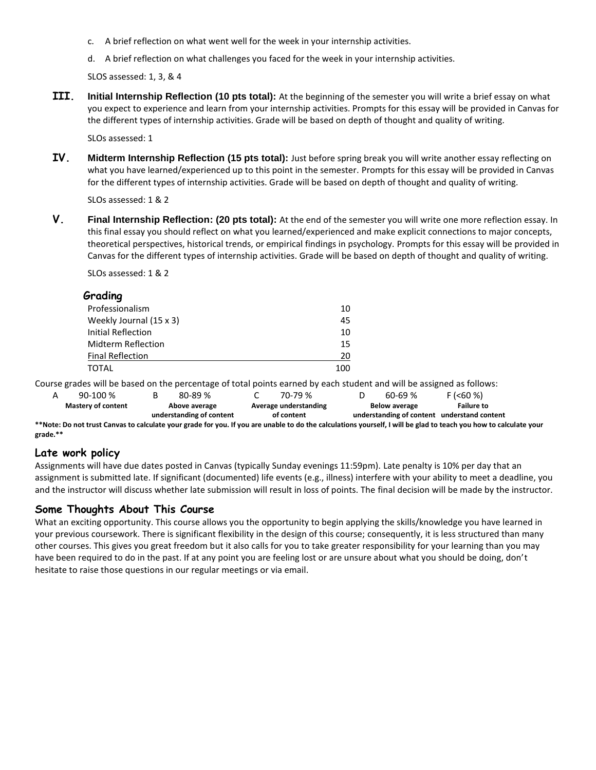c. A brief reflection on what went well for the week in your internship activities.

d. A brief reflection on what challenges you faced for the week in your internship activities.

SLOS assessed: 1, 3, & 4

**III. Initial Internship Reflection (10 pts total):** At the beginning of the semester you will write a brief essay on what you expect to experience and learn from your internship activities. Prompts for this essay will be provided in Canvas for the different types of internship activities. Grade will be based on depth of thought and quality of writing.

SLOs assessed: 1

**IV. Midterm Internship Reflection (15 pts total):** Just before spring break you will write another essay reflecting on what you have learned/experienced up to this point in the semester. Prompts for this essay will be provided in Canvas for the different types of internship activities. Grade will be based on depth of thought and quality of writing.

SLOs assessed: 1 & 2

**V. Final Internship Reflection: (20 pts total):** At the end of the semester you will write one more reflection essay. In this final essay you should reflect on what you learned/experienced and make explicit connections to major concepts, theoretical perspectives, historical trends, or empirical findings in psychology. Prompts for this essay will be provided in Canvas for the different types of internship activities. Grade will be based on depth of thought and quality of writing.

SLOs assessed: 1 & 2

## Grading

| | |
|---|---|
| Professionalism | 10 |
| Weekly Journal (15 x 3) | 45 |
| Initial Reflection | 10 |
| Midterm Reflection | 15 |
| Final Reflection | 20 |
| TOTAL | 100 |

Course grades will be based on the percentage of total points earned by each student and will be assigned as follows:

| A 90-100 % | B 80-89 % | C 70-79 % | D 60-69 % | F (<60 %) |
|---|---|---|---|---|
| **Mastery of content** | **Above average understanding of content** | **Average understanding of content** | **Below average understanding of content** | **Failure to understand content** |

**\*\*Note: Do not trust Canvas to calculate your grade for you. If you are unable to do the calculations yourself, I will be glad to teach you how to calculate your grade.\*\***

## Late work policy

Assignments will have due dates posted in Canvas (typically Sunday evenings 11:59pm). Late penalty is 10% per day that an assignment is submitted late. If significant (documented) life events (e.g., illness) interfere with your ability to meet a deadline, you and the instructor will discuss whether late submission will result in loss of points. The final decision will be made by the instructor.

## Some Thoughts About This Course

What an exciting opportunity. This course allows you the opportunity to begin applying the skills/knowledge you have learned in your previous coursework. There is significant flexibility in the design of this course; consequently, it is less structured than many other courses. This gives you great freedom but it also calls for you to take greater responsibility for your learning than you may have been required to do in the past. If at any point you are feeling lost or are unsure about what you should be doing, don't hesitate to raise those questions in our regular meetings or via email.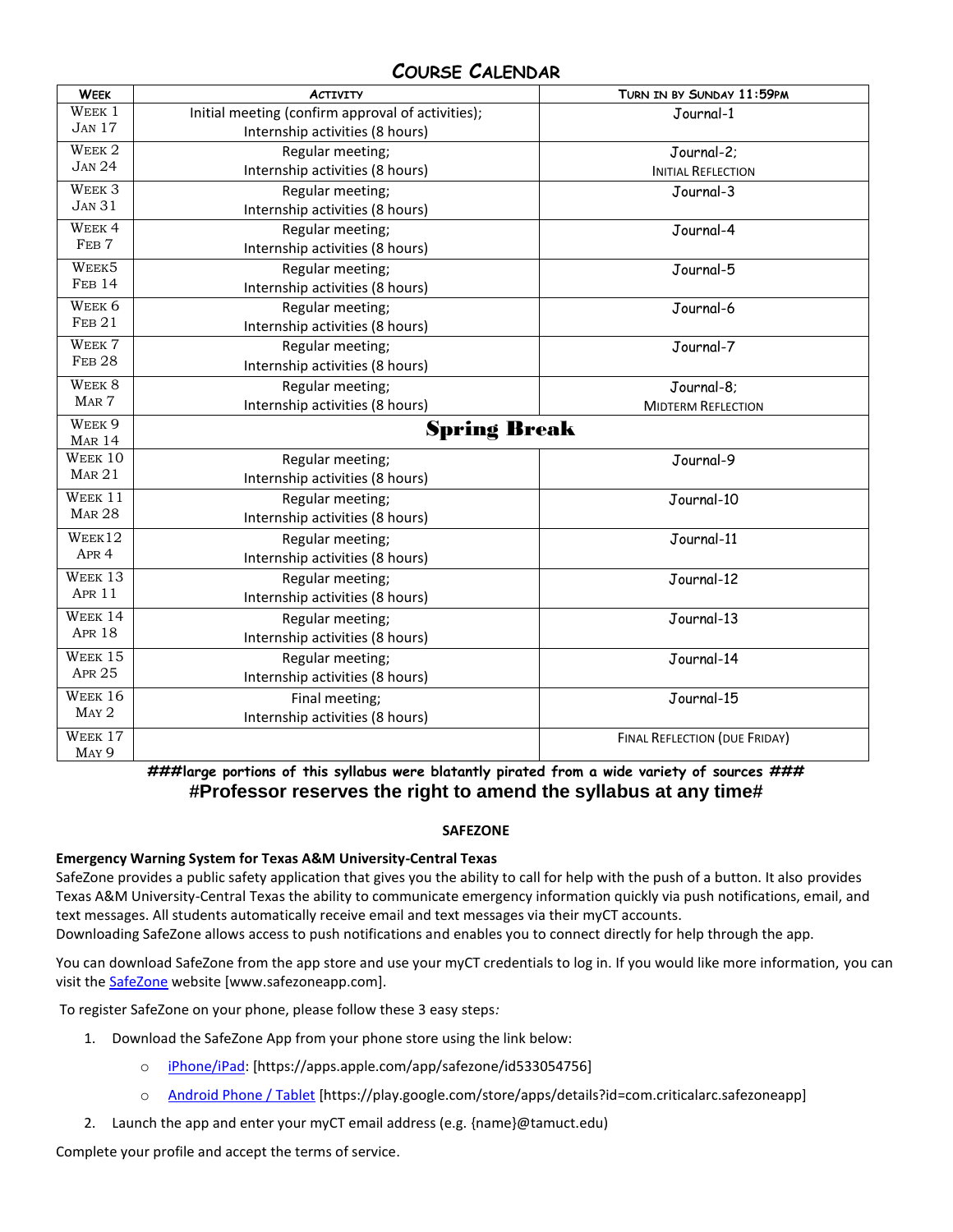## Course Calendar

| Week | Activity | Turn in by Sunday 11:59pm |
|---|---|---|
| Week 1<br>Jan 17 | Initial meeting (confirm approval of activities);<br>Internship activities (8 hours) | Journal-1 |
| Week 2<br>Jan 24 | Regular meeting;<br>Internship activities (8 hours) | Journal-2;<br>Initial Reflection |
| Week 3<br>Jan 31 | Regular meeting;<br>Internship activities (8 hours) | Journal-3 |
| Week 4<br>Feb 7 | Regular meeting;<br>Internship activities (8 hours) | Journal-4 |
| Week5<br>Feb 14 | Regular meeting;<br>Internship activities (8 hours) | Journal-5 |
| Week 6<br>Feb 21 | Regular meeting;<br>Internship activities (8 hours) | Journal-6 |
| Week 7<br>Feb 28 | Regular meeting;<br>Internship activities (8 hours) | Journal-7 |
| Week 8<br>Mar 7 | Regular meeting;<br>Internship activities (8 hours) | Journal-8;<br>Midterm Reflection |
| Week 9<br>Mar 14 | **Spring Break** | |
| Week 10<br>Mar 21 | Regular meeting;<br>Internship activities (8 hours) | Journal-9 |
| Week 11<br>Mar 28 | Regular meeting;<br>Internship activities (8 hours) | Journal-10 |
| Week12<br>Apr 4 | Regular meeting;<br>Internship activities (8 hours) | Journal-11 |
| Week 13<br>Apr 11 | Regular meeting;<br>Internship activities (8 hours) | Journal-12 |
| Week 14<br>Apr 18 | Regular meeting;<br>Internship activities (8 hours) | Journal-13 |
| Week 15<br>Apr 25 | Regular meeting;<br>Internship activities (8 hours) | Journal-14 |
| Week 16<br>May 2 | Final meeting;<br>Internship activities (8 hours) | Journal-15 |
| Week 17<br>May 9 | | Final Reflection (due Friday) |

**###large portions of this syllabus were blatantly pirated from a wide variety of sources ###**

**#Professor reserves the right to amend the syllabus at any time#**

**SAFEZONE**

**Emergency Warning System for Texas A&M University-Central Texas**

SafeZone provides a public safety application that gives you the ability to call for help with the push of a button. It also provides Texas A&M University-Central Texas the ability to communicate emergency information quickly via push notifications, email, and text messages. All students automatically receive email and text messages via their myCT accounts.

Downloading SafeZone allows access to push notifications and enables you to connect directly for help through the app.

You can download SafeZone from the app store and use your myCT credentials to log in. If you would like more information, you can visit the SafeZone website [www.safezoneapp.com].

To register SafeZone on your phone, please follow these 3 easy steps*:*

1. Download the SafeZone App from your phone store using the link below:
   - iPhone/iPad: [https://apps.apple.com/app/safezone/id533054756]
   - Android Phone / Tablet [https://play.google.com/store/apps/details?id=com.criticalarc.safezoneapp]
2. Launch the app and enter your myCT email address (e.g. {name}@tamuct.edu)

Complete your profile and accept the terms of service.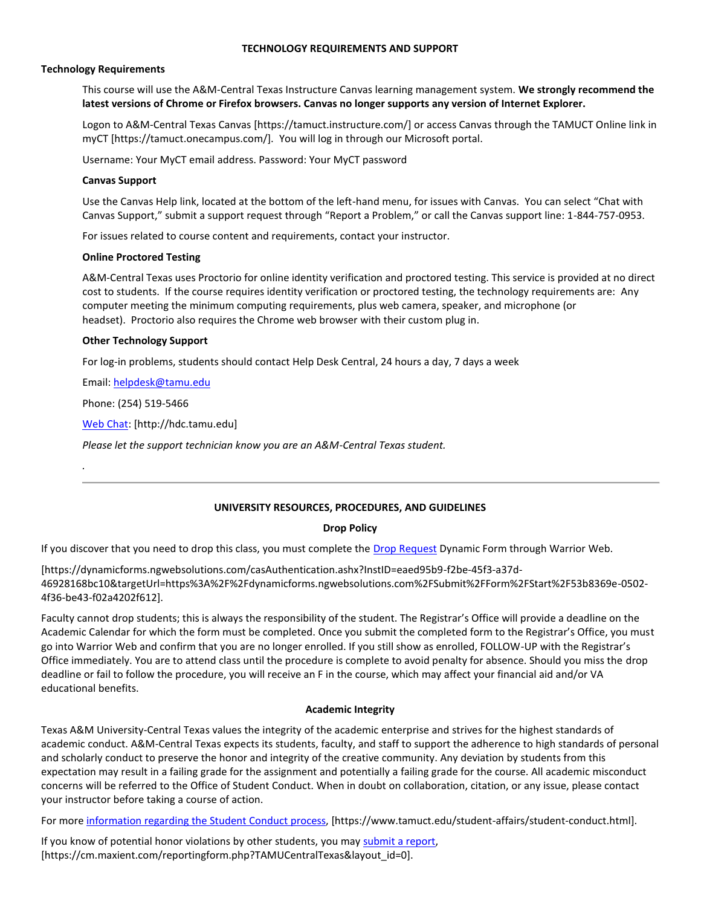## TECHNOLOGY REQUIREMENTS AND SUPPORT

### Technology Requirements

This course will use the A&M-Central Texas Instructure Canvas learning management system. **We strongly recommend the latest versions of Chrome or Firefox browsers. Canvas no longer supports any version of Internet Explorer.**

Logon to A&M-Central Texas Canvas [https://tamuct.instructure.com/] or access Canvas through the TAMUCT Online link in myCT [https://tamuct.onecampus.com/]. You will log in through our Microsoft portal.

Username: Your MyCT email address. Password: Your MyCT password

#### Canvas Support

Use the Canvas Help link, located at the bottom of the left-hand menu, for issues with Canvas. You can select "Chat with Canvas Support," submit a support request through "Report a Problem," or call the Canvas support line: 1-844-757-0953.

For issues related to course content and requirements, contact your instructor.

#### Online Proctored Testing

A&M-Central Texas uses Proctorio for online identity verification and proctored testing. This service is provided at no direct cost to students. If the course requires identity verification or proctored testing, the technology requirements are: Any computer meeting the minimum computing requirements, plus web camera, speaker, and microphone (or headset). Proctorio also requires the Chrome web browser with their custom plug in.

#### Other Technology Support

For log-in problems, students should contact Help Desk Central, 24 hours a day, 7 days a week

Email: helpdesk@tamu.edu

Phone: (254) 519-5466

Web Chat: [http://hdc.tamu.edu]

*Please let the support technician know you are an A&M-Central Texas student.*

.

---

## UNIVERSITY RESOURCES, PROCEDURES, AND GUIDELINES

### Drop Policy

If you discover that you need to drop this class, you must complete the Drop Request Dynamic Form through Warrior Web.

[https://dynamicforms.ngwebsolutions.com/casAuthentication.ashx?InstID=eaed95b9-f2be-45f3-a37d-46928168bc10&targetUrl=https%3A%2F%2Fdynamicforms.ngwebsolutions.com%2FSubmit%2FForm%2FStart%2F53b8369e-0502-4f36-be43-f02a4202f612].

Faculty cannot drop students; this is always the responsibility of the student. The Registrar's Office will provide a deadline on the Academic Calendar for which the form must be completed. Once you submit the completed form to the Registrar's Office, you must go into Warrior Web and confirm that you are no longer enrolled. If you still show as enrolled, FOLLOW-UP with the Registrar's Office immediately. You are to attend class until the procedure is complete to avoid penalty for absence. Should you miss the drop deadline or fail to follow the procedure, you will receive an F in the course, which may affect your financial aid and/or VA educational benefits.

### Academic Integrity

Texas A&M University-Central Texas values the integrity of the academic enterprise and strives for the highest standards of academic conduct. A&M-Central Texas expects its students, faculty, and staff to support the adherence to high standards of personal and scholarly conduct to preserve the honor and integrity of the creative community. Any deviation by students from this expectation may result in a failing grade for the assignment and potentially a failing grade for the course. All academic misconduct concerns will be referred to the Office of Student Conduct. When in doubt on collaboration, citation, or any issue, please contact your instructor before taking a course of action.

For more information regarding the Student Conduct process, [https://www.tamuct.edu/student-affairs/student-conduct.html].

If you know of potential honor violations by other students, you may submit a report, [https://cm.maxient.com/reportingform.php?TAMUCentralTexas&layout_id=0].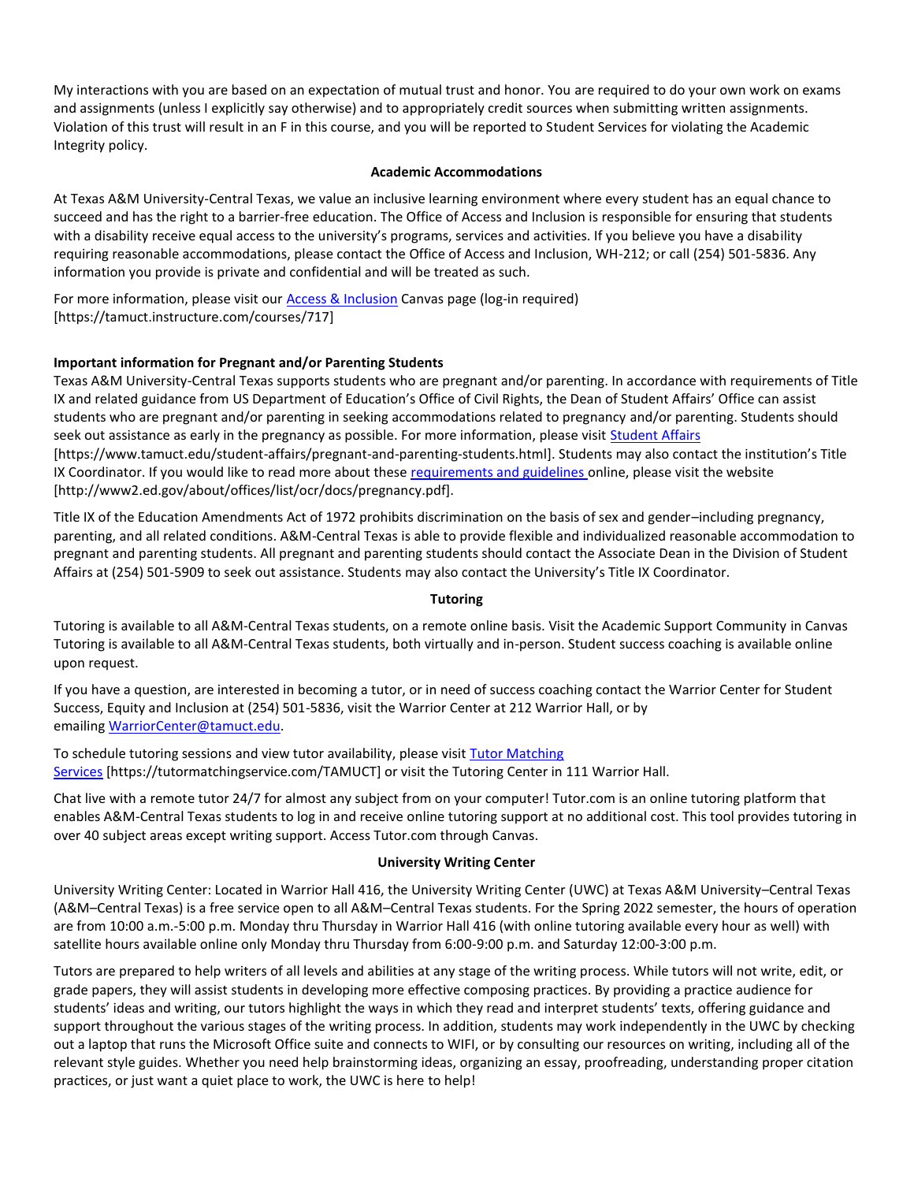My interactions with you are based on an expectation of mutual trust and honor. You are required to do your own work on exams and assignments (unless I explicitly say otherwise) and to appropriately credit sources when submitting written assignments. Violation of this trust will result in an F in this course, and you will be reported to Student Services for violating the Academic Integrity policy.

### Academic Accommodations

At Texas A&M University-Central Texas, we value an inclusive learning environment where every student has an equal chance to succeed and has the right to a barrier-free education. The Office of Access and Inclusion is responsible for ensuring that students with a disability receive equal access to the university's programs, services and activities. If you believe you have a disability requiring reasonable accommodations, please contact the Office of Access and Inclusion, WH-212; or call (254) 501-5836. Any information you provide is private and confidential and will be treated as such.

For more information, please visit our Access & Inclusion Canvas page (log-in required) [https://tamuct.instructure.com/courses/717]

**Important information for Pregnant and/or Parenting Students**

Texas A&M University-Central Texas supports students who are pregnant and/or parenting. In accordance with requirements of Title IX and related guidance from US Department of Education's Office of Civil Rights, the Dean of Student Affairs' Office can assist students who are pregnant and/or parenting in seeking accommodations related to pregnancy and/or parenting. Students should seek out assistance as early in the pregnancy as possible. For more information, please visit Student Affairs [https://www.tamuct.edu/student-affairs/pregnant-and-parenting-students.html]. Students may also contact the institution's Title IX Coordinator. If you would like to read more about these requirements and guidelines online, please visit the website [http://www2.ed.gov/about/offices/list/ocr/docs/pregnancy.pdf].

Title IX of the Education Amendments Act of 1972 prohibits discrimination on the basis of sex and gender–including pregnancy, parenting, and all related conditions. A&M-Central Texas is able to provide flexible and individualized reasonable accommodation to pregnant and parenting students. All pregnant and parenting students should contact the Associate Dean in the Division of Student Affairs at (254) 501-5909 to seek out assistance. Students may also contact the University's Title IX Coordinator.

### Tutoring

Tutoring is available to all A&M-Central Texas students, on a remote online basis. Visit the Academic Support Community in Canvas Tutoring is available to all A&M-Central Texas students, both virtually and in-person. Student success coaching is available online upon request.

If you have a question, are interested in becoming a tutor, or in need of success coaching contact the Warrior Center for Student Success, Equity and Inclusion at (254) 501-5836, visit the Warrior Center at 212 Warrior Hall, or by emailing WarriorCenter@tamuct.edu.

To schedule tutoring sessions and view tutor availability, please visit Tutor Matching Services [https://tutormatchingservice.com/TAMUCT] or visit the Tutoring Center in 111 Warrior Hall.

Chat live with a remote tutor 24/7 for almost any subject from on your computer! Tutor.com is an online tutoring platform that enables A&M-Central Texas students to log in and receive online tutoring support at no additional cost. This tool provides tutoring in over 40 subject areas except writing support. Access Tutor.com through Canvas.

### University Writing Center

University Writing Center: Located in Warrior Hall 416, the University Writing Center (UWC) at Texas A&M University–Central Texas (A&M–Central Texas) is a free service open to all A&M–Central Texas students. For the Spring 2022 semester, the hours of operation are from 10:00 a.m.-5:00 p.m. Monday thru Thursday in Warrior Hall 416 (with online tutoring available every hour as well) with satellite hours available online only Monday thru Thursday from 6:00-9:00 p.m. and Saturday 12:00-3:00 p.m.

Tutors are prepared to help writers of all levels and abilities at any stage of the writing process. While tutors will not write, edit, or grade papers, they will assist students in developing more effective composing practices. By providing a practice audience for students' ideas and writing, our tutors highlight the ways in which they read and interpret students' texts, offering guidance and support throughout the various stages of the writing process. In addition, students may work independently in the UWC by checking out a laptop that runs the Microsoft Office suite and connects to WIFI, or by consulting our resources on writing, including all of the relevant style guides. Whether you need help brainstorming ideas, organizing an essay, proofreading, understanding proper citation practices, or just want a quiet place to work, the UWC is here to help!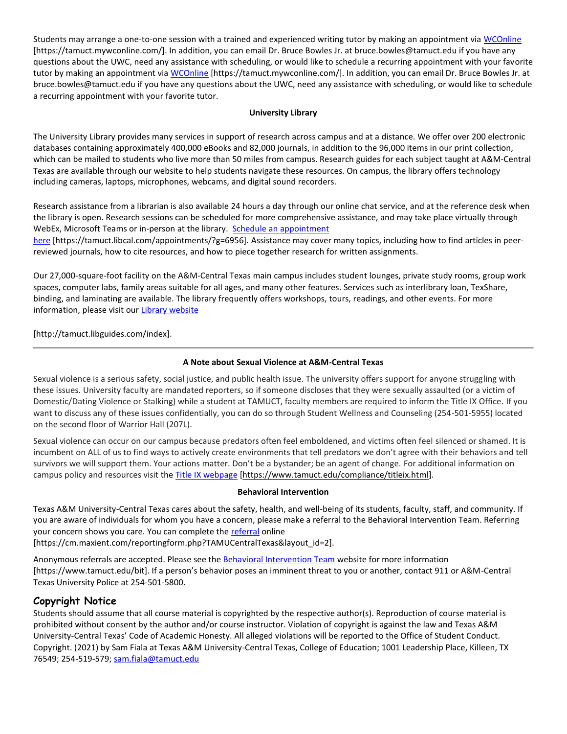Students may arrange a one-to-one session with a trained and experienced writing tutor by making an appointment via WCOnline [https://tamuct.mywconline.com/]. In addition, you can email Dr. Bruce Bowles Jr. at bruce.bowles@tamuct.edu if you have any questions about the UWC, need any assistance with scheduling, or would like to schedule a recurring appointment with your favorite tutor by making an appointment via WCOnline [https://tamuct.mywconline.com/]. In addition, you can email Dr. Bruce Bowles Jr. at bruce.bowles@tamuct.edu if you have any questions about the UWC, need any assistance with scheduling, or would like to schedule a recurring appointment with your favorite tutor.

**University Library**

The University Library provides many services in support of research across campus and at a distance. We offer over 200 electronic databases containing approximately 400,000 eBooks and 82,000 journals, in addition to the 96,000 items in our print collection, which can be mailed to students who live more than 50 miles from campus. Research guides for each subject taught at A&M-Central Texas are available through our website to help students navigate these resources. On campus, the library offers technology including cameras, laptops, microphones, webcams, and digital sound recorders.

Research assistance from a librarian is also available 24 hours a day through our online chat service, and at the reference desk when the library is open. Research sessions can be scheduled for more comprehensive assistance, and may take place virtually through WebEx, Microsoft Teams or in-person at the library. Schedule an appointment here [https://tamuct.libcal.com/appointments/?g=6956]. Assistance may cover many topics, including how to find articles in peer-reviewed journals, how to cite resources, and how to piece together research for written assignments.

Our 27,000-square-foot facility on the A&M-Central Texas main campus includes student lounges, private study rooms, group work spaces, computer labs, family areas suitable for all ages, and many other features. Services such as interlibrary loan, TexShare, binding, and laminating are available. The library frequently offers workshops, tours, readings, and other events. For more information, please visit our Library website

[http://tamuct.libguides.com/index].

---

**A Note about Sexual Violence at A&M-Central Texas**

Sexual violence is a serious safety, social justice, and public health issue. The university offers support for anyone struggling with these issues. University faculty are mandated reporters, so if someone discloses that they were sexually assaulted (or a victim of Domestic/Dating Violence or Stalking) while a student at TAMUCT, faculty members are required to inform the Title IX Office. If you want to discuss any of these issues confidentially, you can do so through Student Wellness and Counseling (254-501-5955) located on the second floor of Warrior Hall (207L).

Sexual violence can occur on our campus because predators often feel emboldened, and victims often feel silenced or shamed. It is incumbent on ALL of us to find ways to actively create environments that tell predators we don't agree with their behaviors and tell survivors we will support them. Your actions matter. Don't be a bystander; be an agent of change. For additional information on campus policy and resources visit the Title IX webpage [https://www.tamuct.edu/compliance/titleix.html].

**Behavioral Intervention**

Texas A&M University-Central Texas cares about the safety, health, and well-being of its students, faculty, staff, and community. If you are aware of individuals for whom you have a concern, please make a referral to the Behavioral Intervention Team. Referring your concern shows you care. You can complete the referral online [https://cm.maxient.com/reportingform.php?TAMUCentralTexas&layout_id=2].

Anonymous referrals are accepted. Please see the Behavioral Intervention Team website for more information [https://www.tamuct.edu/bit]. If a person's behavior poses an imminent threat to you or another, contact 911 or A&M-Central Texas University Police at 254-501-5800.

## Copyright Notice

Students should assume that all course material is copyrighted by the respective author(s). Reproduction of course material is prohibited without consent by the author and/or course instructor. Violation of copyright is against the law and Texas A&M University-Central Texas' Code of Academic Honesty. All alleged violations will be reported to the Office of Student Conduct. Copyright. (2021) by Sam Fiala at Texas A&M University-Central Texas, College of Education; 1001 Leadership Place, Killeen, TX 76549; 254-519-579; sam.fiala@tamuct.edu